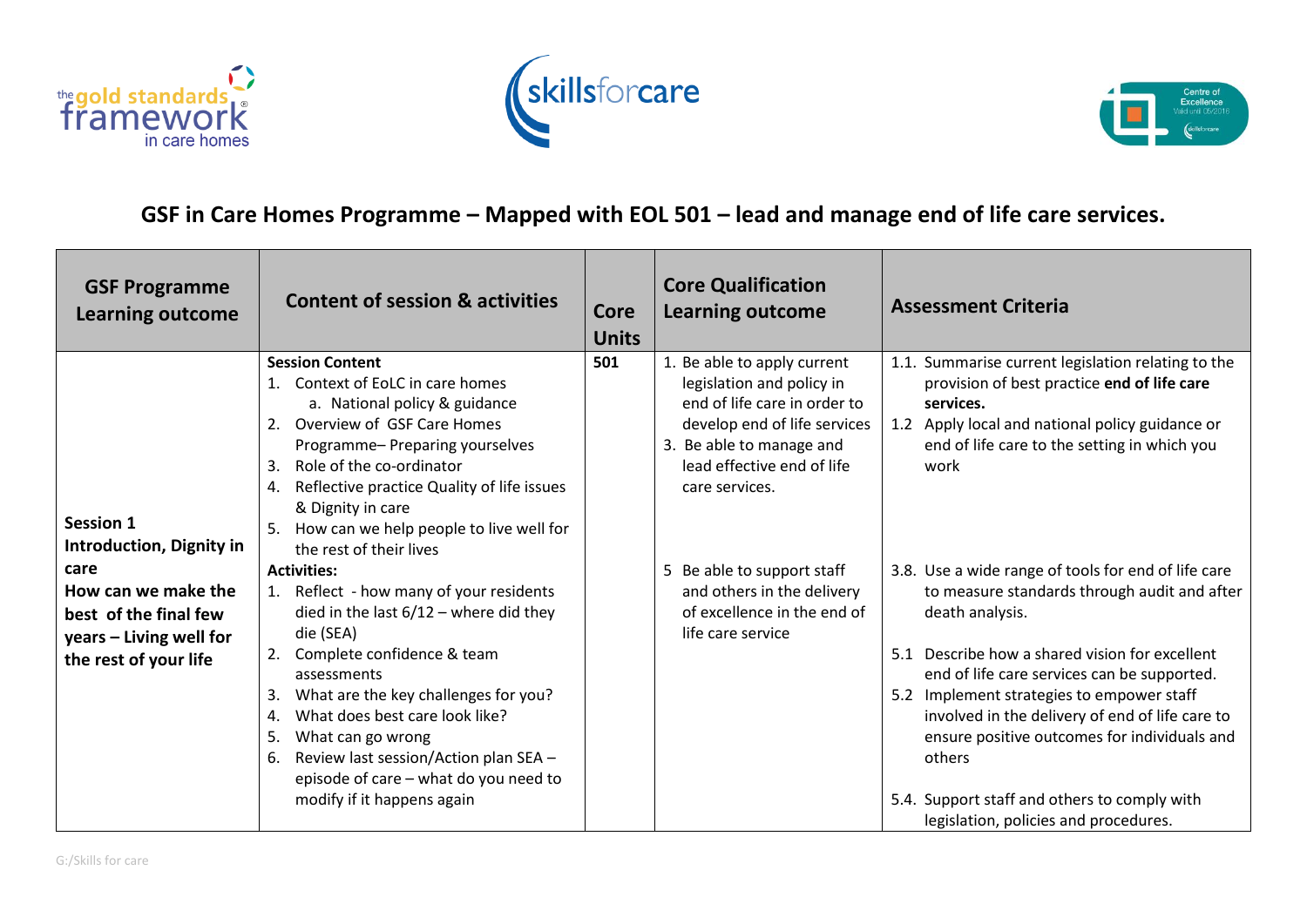## GSF in Care Homes Programme – Mapped with EOL 501 – lead and manage end of life care services.

| GSF Programme Learning outcome | Content of session & activities | Core Units | Core Qualification Learning outcome | Assessment Criteria |
|---|---|---|---|---|
| **Session 1 Introduction, Dignity in care How can we make the best of the final few years – Living well for the rest of your life** | **Session Content**<br>1. Context of EoLC in care homes<br>a. National policy & guidance<br>2. Overview of GSF Care Homes Programme– Preparing yourselves<br>3. Role of the co-ordinator<br>4. Reflective practice Quality of life issues & Dignity in care<br>5. How can we help people to live well for the rest of their lives<br>**Activities:**<br>1. Reflect - how many of your residents died in the last 6/12 – where did they die (SEA)<br>2. Complete confidence & team assessments<br>3. What are the key challenges for you?<br>4. What does best care look like?<br>5. What can go wrong<br>6. Review last session/Action plan SEA – episode of care – what do you need to modify if it happens again | **501** | 1. Be able to apply current legislation and policy in end of life care in order to develop end of life services<br>3. Be able to manage and lead effective end of life care services.<br><br>5 Be able to support staff and others in the delivery of excellence in the end of life care service | 1.1. Summarise current legislation relating to the provision of best practice **end of life care services.**<br>1.2 Apply local and national policy guidance or end of life care to the setting in which you work<br><br>3.8. Use a wide range of tools for end of life care to measure standards through audit and after death analysis.<br><br>5.1 Describe how a shared vision for excellent end of life care services can be supported.<br>5.2 Implement strategies to empower staff involved in the delivery of end of life care to ensure positive outcomes for individuals and others<br><br>5.4. Support staff and others to comply with legislation, policies and procedures. |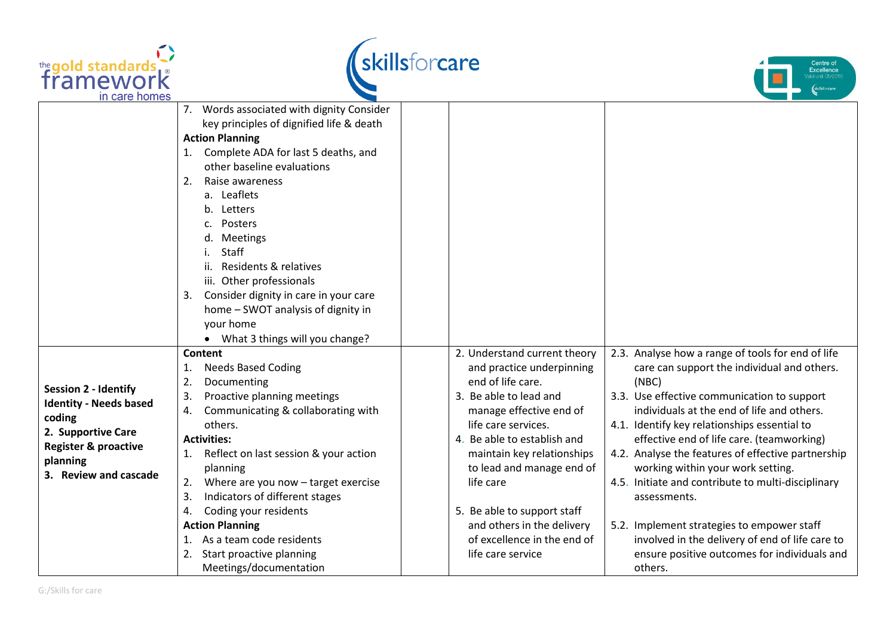| | | | | |
|---|---|---|---|---|
| | 7. Words associated with dignity Consider key principles of dignified life & death<br>**Action Planning**<br>1. Complete ADA for last 5 deaths, and other baseline evaluations<br>2. Raise awareness<br>a. Leaflets<br>b. Letters<br>c. Posters<br>d. Meetings<br>i. Staff<br>ii. Residents & relatives<br>iii. Other professionals<br>3. Consider dignity in care in your care home – SWOT analysis of dignity in your home<br>• What 3 things will you change? | | | |
| **Session 2 - Identify**<br>**Identity - Needs based coding**<br>**2. Supportive Care Register & proactive planning**<br>**3. Review and cascade** | **Content**<br>1. Needs Based Coding<br>2. Documenting<br>3. Proactive planning meetings<br>4. Communicating & collaborating with others.<br>**Activities:**<br>1. Reflect on last session & your action planning<br>2. Where are you now – target exercise<br>3. Indicators of different stages<br>4. Coding your residents<br>**Action Planning**<br>1. As a team code residents<br>2. Start proactive planning Meetings/documentation | | 2. Understand current theory and practice underpinning end of life care.<br>3. Be able to lead and manage effective end of life care services.<br>4. Be able to establish and maintain key relationships to lead and manage end of life care<br><br>5. Be able to support staff and others in the delivery of excellence in the end of life care service | 2.3. Analyse how a range of tools for end of life care can support the individual and others. (NBC)<br>3.3. Use effective communication to support individuals at the end of life and others.<br>4.1. Identify key relationships essential to effective end of life care. (teamworking)<br>4.2. Analyse the features of effective partnership working within your work setting.<br>4.5. Initiate and contribute to multi-disciplinary assessments.<br><br>5.2. Implement strategies to empower staff involved in the delivery of end of life care to ensure positive outcomes for individuals and others. |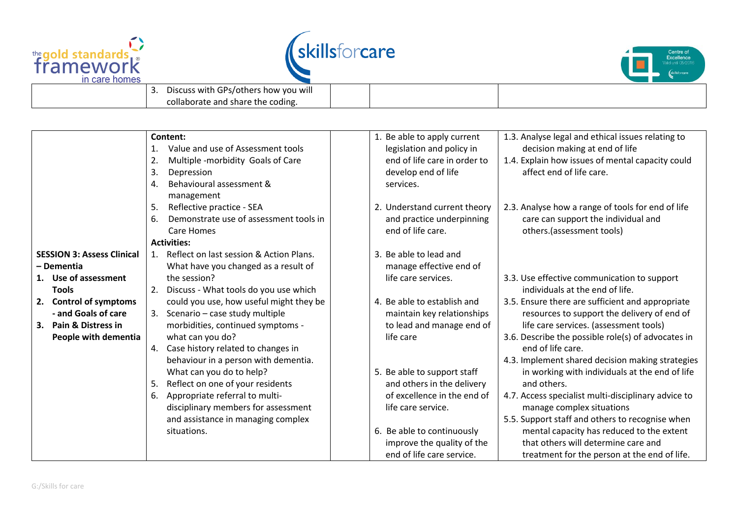| | | | | |
|---|---|---|---|---|
| | 3. Discuss with GPs/others how you will collaborate and share the coding. | | | |

| | | | | |
|---|---|---|---|---|
| **SESSION 3: Assess Clinical – Dementia**<br>1. **Use of assessment Tools**<br>2. **Control of symptoms - and Goals of care**<br>3. **Pain & Distress in People with dementia** | **Content:**<br>1. Value and use of Assessment tools<br>2. Multiple -morbidity Goals of Care<br>3. Depression<br>4. Behavioural assessment & management<br>5. Reflective practice - SEA<br>6. Demonstrate use of assessment tools in Care Homes<br>**Activities:**<br>1. Reflect on last session & Action Plans. What have you changed as a result of the session?<br>2. Discuss - What tools do you use which could you use, how useful might they be<br>3. Scenario – case study multiple morbidities, continued symptoms - what can you do?<br>4. Case history related to changes in behaviour in a person with dementia. What can you do to help?<br>5. Reflect on one of your residents<br>6. Appropriate referral to multi-disciplinary members for assessment and assistance in managing complex situations. | | 1. Be able to apply current legislation and policy in end of life care in order to develop end of life services.<br>2. Understand current theory and practice underpinning end of life care.<br>3. Be able to lead and manage effective end of life care services.<br>4. Be able to establish and maintain key relationships to lead and manage end of life care<br>5. Be able to support staff and others in the delivery of excellence in the end of life care service.<br>6. Be able to continuously improve the quality of the end of life care service. | 1.3. Analyse legal and ethical issues relating to decision making at end of life<br>1.4. Explain how issues of mental capacity could affect end of life care.<br>2.3. Analyse how a range of tools for end of life care can support the individual and others.(assessment tools)<br>3.3. Use effective communication to support individuals at the end of life.<br>3.5. Ensure there are sufficient and appropriate resources to support the delivery of end of life care services. (assessment tools)<br>3.6. Describe the possible role(s) of advocates in end of life care.<br>4.3. Implement shared decision making strategies in working with individuals at the end of life and others.<br>4.7. Access specialist multi-disciplinary advice to manage complex situations<br>5.5. Support staff and others to recognise when mental capacity has reduced to the extent that others will determine care and treatment for the person at the end of life. |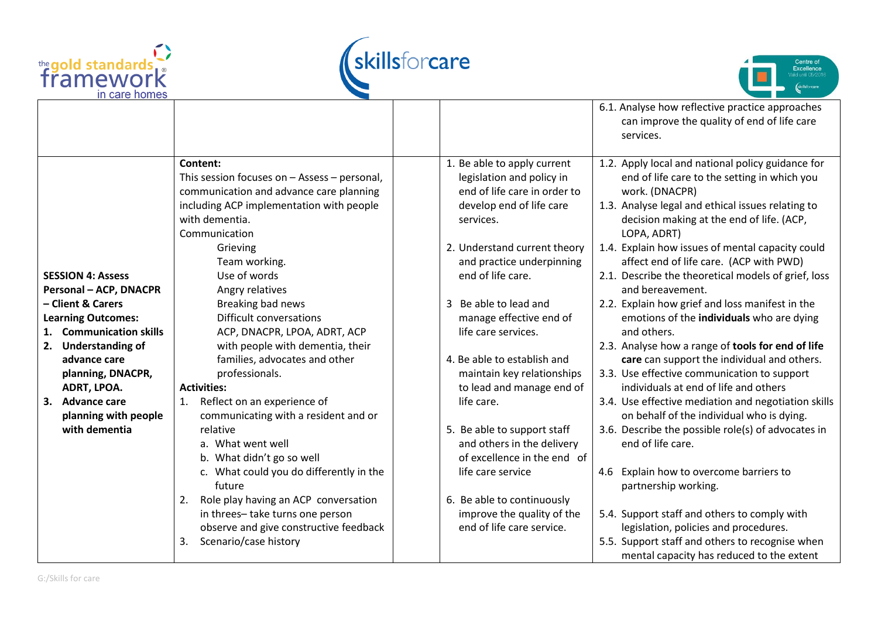| | | | | |
|---|---|---|---|---|
| | | | | 6.1. Analyse how reflective practice approaches can improve the quality of end of life care services. |
| **SESSION 4: Assess Personal – ACP, DNACPR – Client & Carers**<br>**Learning Outcomes:**<br>1. **Communication skills**<br>2. **Understanding of advance care planning, DNACPR, ADRT, LPOA.**<br>3. **Advance care planning with people with dementia** | **Content:**<br>This session focuses on – Assess – personal, communication and advance care planning including ACP implementation with people with dementia.<br>Communication<br>Grieving<br>Team working.<br>Use of words<br>Angry relatives<br>Breaking bad news<br>Difficult conversations<br>ACP, DNACPR, LPOA, ADRT, ACP with people with dementia, their families, advocates and other professionals.<br>**Activities:**<br>1. Reflect on an experience of communicating with a resident and or relative<br>a. What went well<br>b. What didn't go so well<br>c. What could you do differently in the future<br>2. Role play having an ACP conversation in threes– take turns one person observe and give constructive feedback<br>3. Scenario/case history | | 1. Be able to apply current legislation and policy in end of life care in order to develop end of life care services.<br>2. Understand current theory and practice underpinning end of life care.<br>3 Be able to lead and manage effective end of life care services.<br>4. Be able to establish and maintain key relationships to lead and manage end of life care.<br>5. Be able to support staff and others in the delivery of excellence in the end of life care service<br>6. Be able to continuously improve the quality of the end of life care service. | 1.2. Apply local and national policy guidance for end of life care to the setting in which you work. (DNACPR)<br>1.3. Analyse legal and ethical issues relating to decision making at the end of life. (ACP, LOPA, ADRT)<br>1.4. Explain how issues of mental capacity could affect end of life care. (ACP with PWD)<br>2.1. Describe the theoretical models of grief, loss and bereavement.<br>2.2. Explain how grief and loss manifest in the emotions of the **individuals** who are dying and others.<br>2.3. Analyse how a range of **tools for end of life care** can support the individual and others.<br>3.3. Use effective communication to support individuals at end of life and others<br>3.4. Use effective mediation and negotiation skills on behalf of the individual who is dying.<br>3.6. Describe the possible role(s) of advocates in end of life care.<br>4.6 Explain how to overcome barriers to partnership working.<br>5.4. Support staff and others to comply with legislation, policies and procedures.<br>5.5. Support staff and others to recognise when mental capacity has reduced to the extent |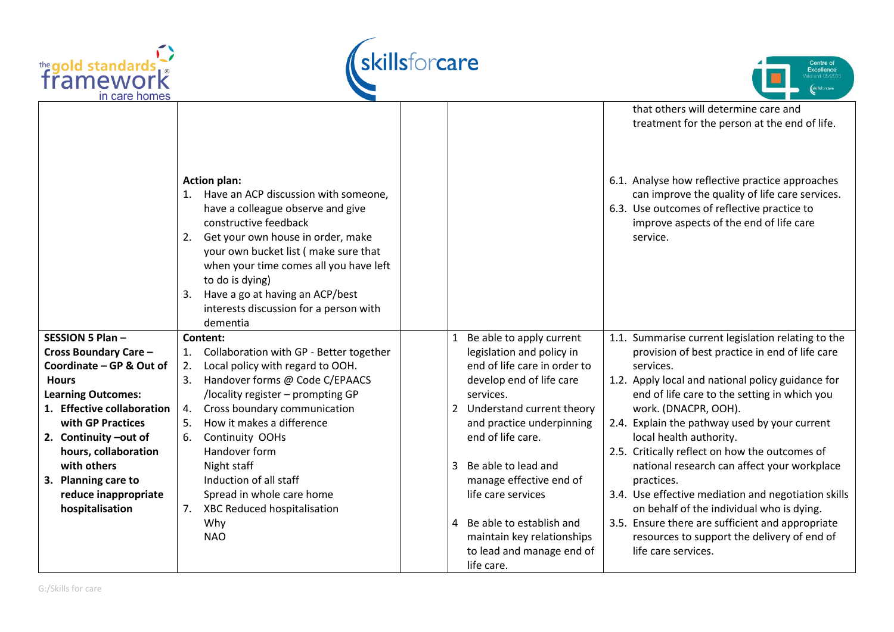| | | | | |
|---|---|---|---|---|
| | **Action plan:**<br>1. Have an ACP discussion with someone, have a colleague observe and give constructive feedback<br>2. Get your own house in order, make your own bucket list ( make sure that when your time comes all you have left to do is dying)<br>3. Have a go at having an ACP/best interests discussion for a person with dementia | | | that others will determine care and treatment for the person at the end of life.<br><br>6.1. Analyse how reflective practice approaches can improve the quality of life care services.<br>6.3. Use outcomes of reflective practice to improve aspects of the end of life care service. |
| **SESSION 5 Plan – Cross Boundary Care – Coordinate – GP & Out of Hours**<br>**Learning Outcomes:**<br>**1. Effective collaboration with GP Practices**<br>**2. Continuity –out of hours, collaboration with others**<br>**3. Planning care to reduce inappropriate hospitalisation** | **Content:**<br>1. Collaboration with GP - Better together<br>2. Local policy with regard to OOH.<br>3. Handover forms @ Code C/EPAACS /locality register – prompting GP<br>4. Cross boundary communication<br>5. How it makes a difference<br>6. Continuity OOHs<br>Handover form<br>Night staff<br>Induction of all staff<br>Spread in whole care home<br>7. XBC Reduced hospitalisation<br>Why<br>NAO | | 1 Be able to apply current legislation and policy in end of life care in order to develop end of life care services.<br>2 Understand current theory and practice underpinning end of life care.<br><br>3 Be able to lead and manage effective end of life care services<br><br>4 Be able to establish and maintain key relationships to lead and manage end of life care. | 1.1. Summarise current legislation relating to the provision of best practice in end of life care services.<br>1.2. Apply local and national policy guidance for end of life care to the setting in which you work. (DNACPR, OOH).<br>2.4. Explain the pathway used by your current local health authority.<br>2.5. Critically reflect on how the outcomes of national research can affect your workplace practices.<br>3.4. Use effective mediation and negotiation skills on behalf of the individual who is dying.<br>3.5. Ensure there are sufficient and appropriate resources to support the delivery of end of life care services. |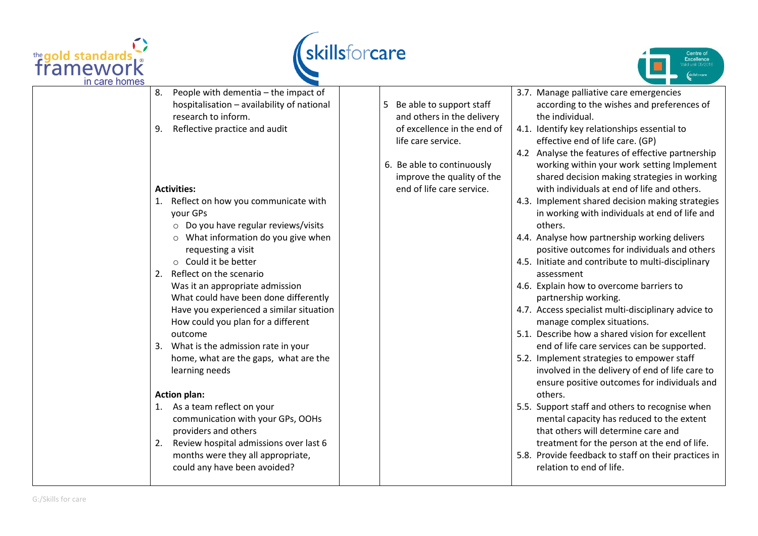| | | | | |
|---|---|---|---|---|
| | 8. People with dementia – the impact of hospitalisation – availability of national research to inform.<br>9. Reflective practice and audit<br><br>**Activities:**<br>1. Reflect on how you communicate with your GPs<br>  ○ Do you have regular reviews/visits<br>  ○ What information do you give when requesting a visit<br>  ○ Could it be better<br>2. Reflect on the scenario<br>  Was it an appropriate admission<br>  What could have been done differently<br>  Have you experienced a similar situation<br>  How could you plan for a different outcome<br>3. What is the admission rate in your home, what are the gaps, what are the learning needs<br><br>**Action plan:**<br>1. As a team reflect on your communication with your GPs, OOHs providers and others<br>2. Review hospital admissions over last 6 months were they all appropriate, could any have been avoided? | | 5 Be able to support staff and others in the delivery of excellence in the end of life care service.<br><br>6. Be able to continuously improve the quality of the end of life care service. | 3.7. Manage palliative care emergencies according to the wishes and preferences of the individual.<br>4.1. Identify key relationships essential to effective end of life care. (GP)<br>4.2 Analyse the features of effective partnership working within your work setting Implement shared decision making strategies in working with individuals at end of life and others.<br>4.3. Implement shared decision making strategies in working with individuals at end of life and others.<br>4.4. Analyse how partnership working delivers positive outcomes for individuals and others<br>4.5. Initiate and contribute to multi-disciplinary assessment<br>4.6. Explain how to overcome barriers to partnership working.<br>4.7. Access specialist multi-disciplinary advice to manage complex situations.<br>5.1. Describe how a shared vision for excellent end of life care services can be supported.<br>5.2. Implement strategies to empower staff involved in the delivery of end of life care to ensure positive outcomes for individuals and others.<br>5.5. Support staff and others to recognise when mental capacity has reduced to the extent that others will determine care and treatment for the person at the end of life.<br>5.8. Provide feedback to staff on their practices in relation to end of life. |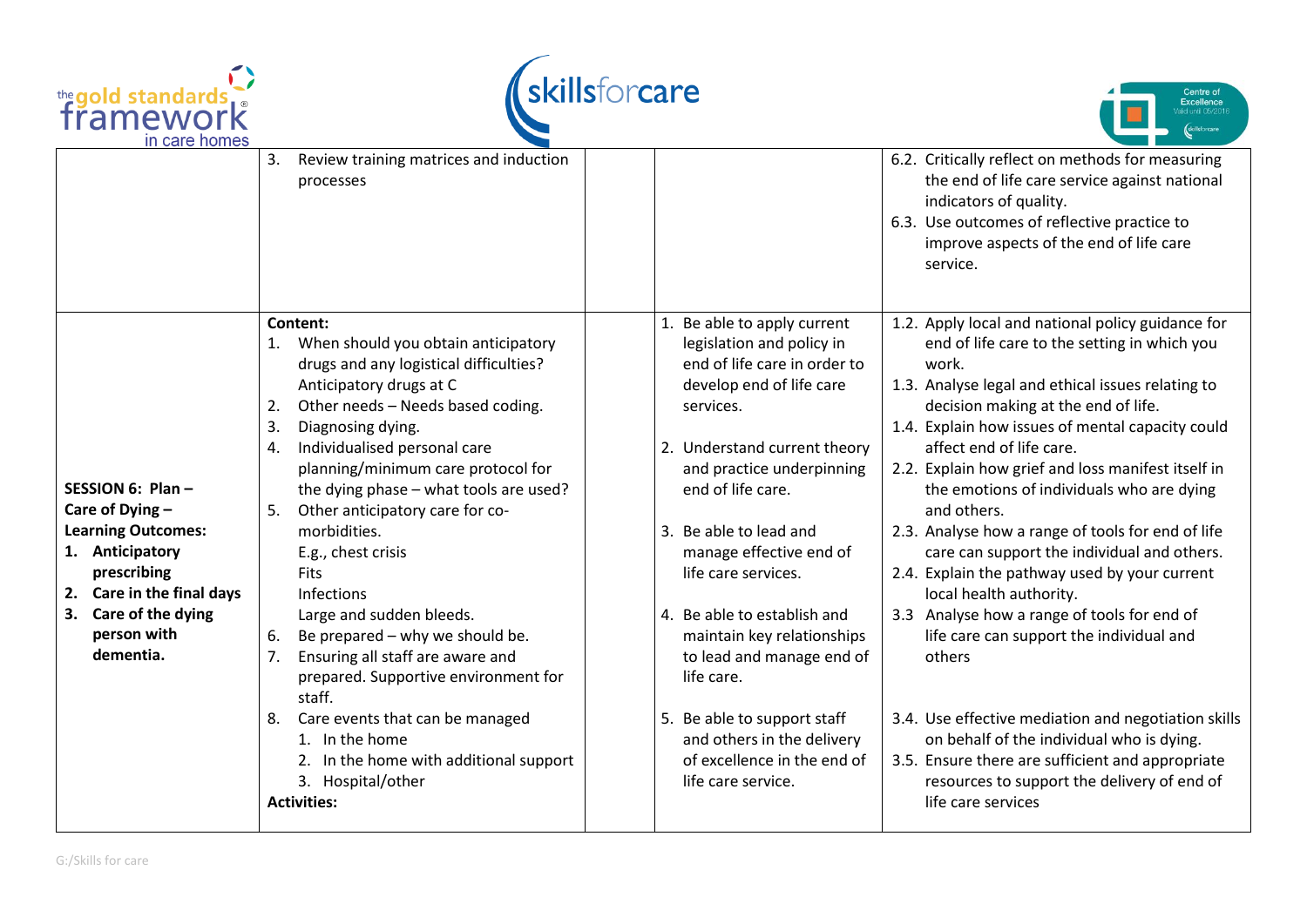| | | | | |
|---|---|---|---|---|
| | 3. Review training matrices and induction processes | | | 6.2. Critically reflect on methods for measuring the end of life care service against national indicators of quality.<br>6.3. Use outcomes of reflective practice to improve aspects of the end of life care service. |
| **SESSION 6: Plan – Care of Dying – Learning Outcomes:**<br>**1. Anticipatory prescribing**<br>**2. Care in the final days**<br>**3. Care of the dying person with dementia.** | **Content:**<br>1. When should you obtain anticipatory drugs and any logistical difficulties? Anticipatory drugs at C<br>2. Other needs – Needs based coding.<br>3. Diagnosing dying.<br>4. Individualised personal care planning/minimum care protocol for the dying phase – what tools are used?<br>5. Other anticipatory care for co-morbidities.<br>E.g., chest crisis<br>Fits<br>Infections<br>Large and sudden bleeds.<br>6. Be prepared – why we should be.<br>7. Ensuring all staff are aware and prepared. Supportive environment for staff.<br>8. Care events that can be managed<br>1. In the home<br>2. In the home with additional support<br>3. Hospital/other<br>**Activities:** | | 1. Be able to apply current legislation and policy in end of life care in order to develop end of life care services.<br>2. Understand current theory and practice underpinning end of life care.<br>3. Be able to lead and manage effective end of life care services.<br>4. Be able to establish and maintain key relationships to lead and manage end of life care.<br>5. Be able to support staff and others in the delivery of excellence in the end of life care service. | 1.2. Apply local and national policy guidance for end of life care to the setting in which you work.<br>1.3. Analyse legal and ethical issues relating to decision making at the end of life.<br>1.4. Explain how issues of mental capacity could affect end of life care.<br>2.2. Explain how grief and loss manifest itself in the emotions of individuals who are dying and others.<br>2.3. Analyse how a range of tools for end of life care can support the individual and others.<br>2.4. Explain the pathway used by your current local health authority.<br>3.3 Analyse how a range of tools for end of life care can support the individual and others<br>3.4. Use effective mediation and negotiation skills on behalf of the individual who is dying.<br>3.5. Ensure there are sufficient and appropriate resources to support the delivery of end of life care services |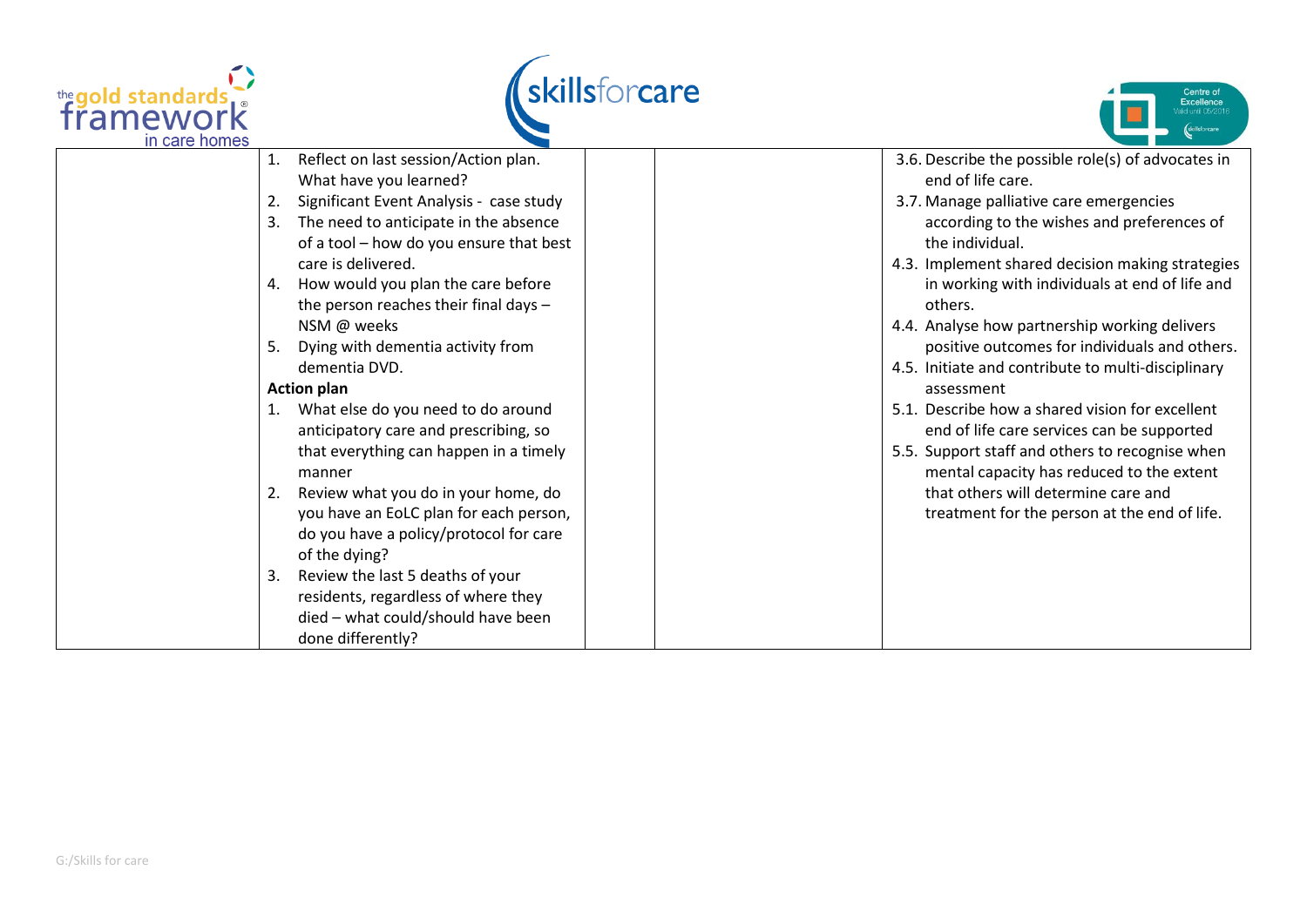| | | | | |
|---|---|---|---|---|
| | 1. Reflect on last session/Action plan. What have you learned?<br>2. Significant Event Analysis - case study<br>3. The need to anticipate in the absence of a tool – how do you ensure that best care is delivered.<br>4. How would you plan the care before the person reaches their final days – NSM @ weeks<br>5. Dying with dementia activity from dementia DVD.<br>**Action plan**<br>1. What else do you need to do around anticipatory care and prescribing, so that everything can happen in a timely manner<br>2. Review what you do in your home, do you have an EoLC plan for each person, do you have a policy/protocol for care of the dying?<br>3. Review the last 5 deaths of your residents, regardless of where they died – what could/should have been done differently? | | | 3.6. Describe the possible role(s) of advocates in end of life care.<br>3.7. Manage palliative care emergencies according to the wishes and preferences of the individual.<br>4.3. Implement shared decision making strategies in working with individuals at end of life and others.<br>4.4. Analyse how partnership working delivers positive outcomes for individuals and others.<br>4.5. Initiate and contribute to multi-disciplinary assessment<br>5.1. Describe how a shared vision for excellent end of life care services can be supported<br>5.5. Support staff and others to recognise when mental capacity has reduced to the extent that others will determine care and treatment for the person at the end of life. |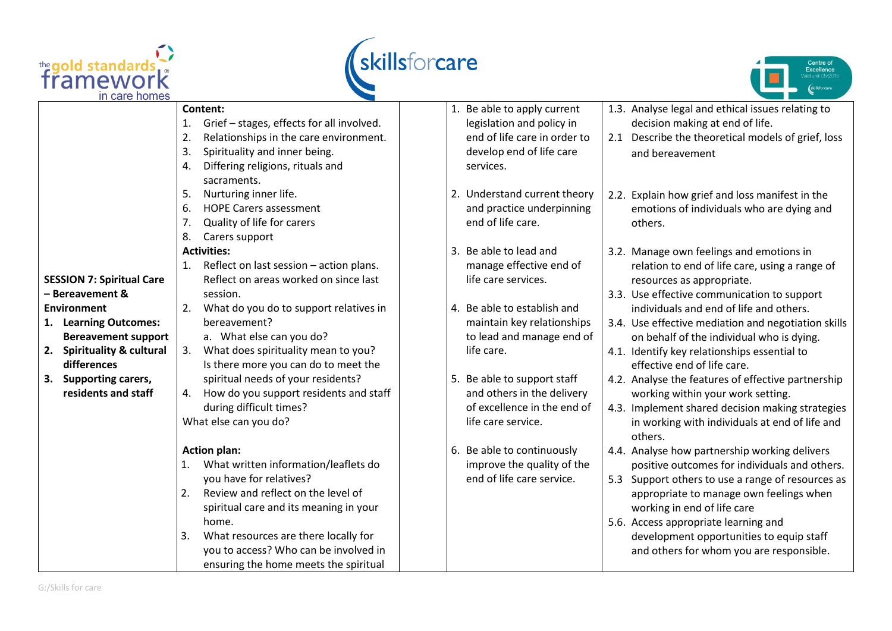| | | | | |
|---|---|---|---|---|
| **SESSION 7: Spiritual Care – Bereavement & Environment**<br>1. **Learning Outcomes: Bereavement support**<br>2. **Spirituality & cultural differences**<br>3. **Supporting carers, residents and staff** | **Content:**<br>1. Grief – stages, effects for all involved.<br>2. Relationships in the care environment.<br>3. Spirituality and inner being.<br>4. Differing religions, rituals and sacraments.<br>5. Nurturing inner life.<br>6. HOPE Carers assessment<br>7. Quality of life for carers<br>8. Carers support<br>**Activities:**<br>1. Reflect on last session – action plans. Reflect on areas worked on since last session.<br>2. What do you do to support relatives in bereavement?<br>a. What else can you do?<br>3. What does spirituality mean to you? Is there more you can do to meet the spiritual needs of your residents?<br>4. How do you support residents and staff during difficult times?<br>What else can you do?<br><br>**Action plan:**<br>1. What written information/leaflets do you have for relatives?<br>2. Review and reflect on the level of spiritual care and its meaning in your home.<br>3. What resources are there locally for you to access? Who can be involved in ensuring the home meets the spiritual | | 1. Be able to apply current legislation and policy in end of life care in order to develop end of life care services.<br><br>2. Understand current theory and practice underpinning end of life care.<br><br>3. Be able to lead and manage effective end of life care services.<br><br>4. Be able to establish and maintain key relationships to lead and manage end of life care.<br><br>5. Be able to support staff and others in the delivery of excellence in the end of life care service.<br><br>6. Be able to continuously improve the quality of the end of life care service. | 1.3. Analyse legal and ethical issues relating to decision making at end of life.<br>2.1 Describe the theoretical models of grief, loss and bereavement<br><br>2.2. Explain how grief and loss manifest in the emotions of individuals who are dying and others.<br><br>3.2. Manage own feelings and emotions in relation to end of life care, using a range of resources as appropriate.<br>3.3. Use effective communication to support individuals and end of life and others.<br>3.4. Use effective mediation and negotiation skills on behalf of the individual who is dying.<br>4.1. Identify key relationships essential to effective end of life care.<br>4.2. Analyse the features of effective partnership working within your work setting.<br>4.3. Implement shared decision making strategies in working with individuals at end of life and others.<br>4.4. Analyse how partnership working delivers positive outcomes for individuals and others.<br>5.3 Support others to use a range of resources as appropriate to manage own feelings when working in end of life care<br>5.6. Access appropriate learning and development opportunities to equip staff and others for whom you are responsible. |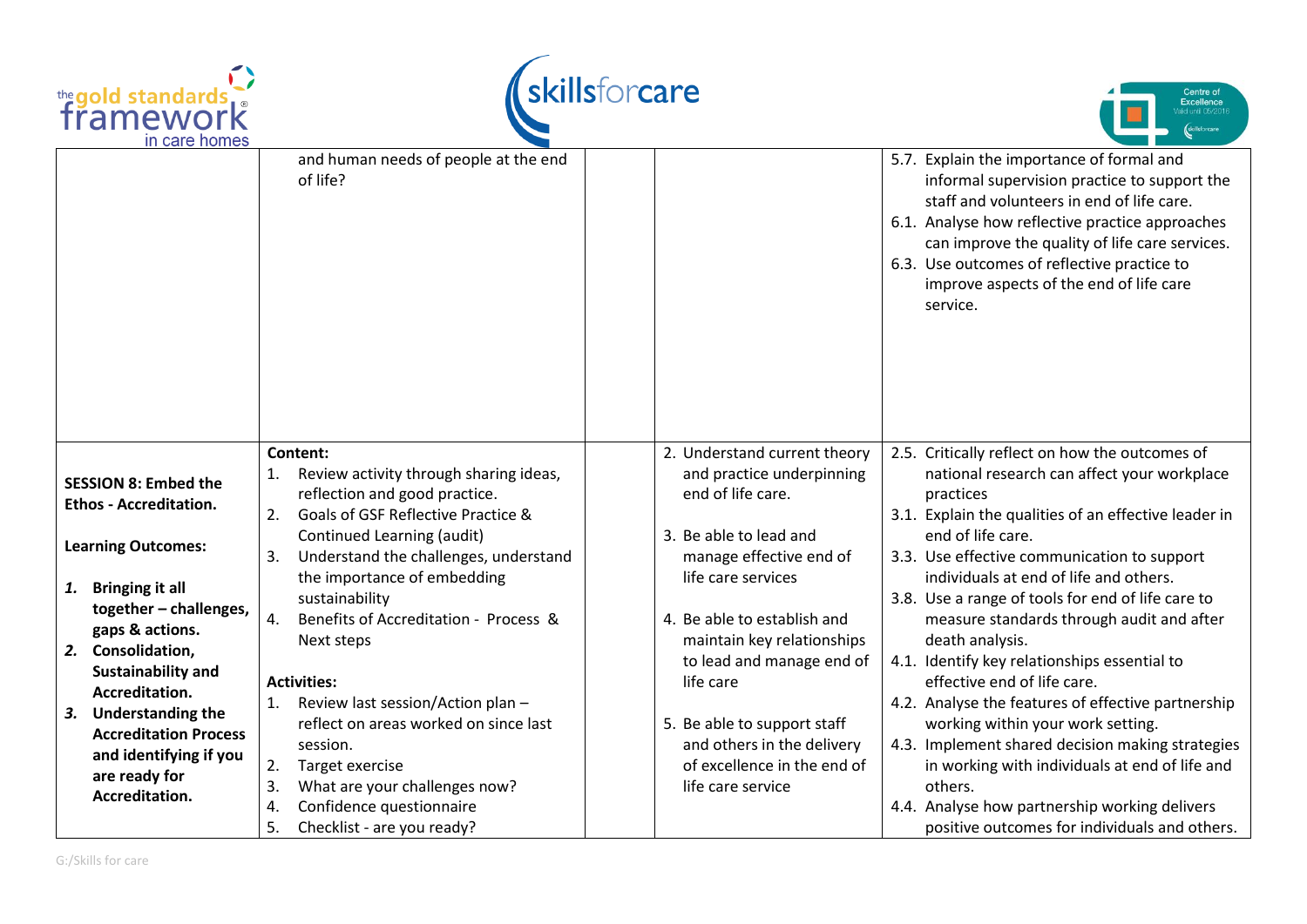| | | | | |
|---|---|---|---|---|
| | and human needs of people at the end of life? | | | 5.7. Explain the importance of formal and informal supervision practice to support the staff and volunteers in end of life care.<br>6.1. Analyse how reflective practice approaches can improve the quality of life care services.<br>6.3. Use outcomes of reflective practice to improve aspects of the end of life care service. |
| **SESSION 8: Embed the Ethos - Accreditation.**<br><br>**Learning Outcomes:**<br><br>***1.*** **Bringing it all together – challenges, gaps & actions.**<br>***2.*** **Consolidation, Sustainability and Accreditation.**<br>***3.*** **Understanding the Accreditation Process and identifying if you are ready for Accreditation.** | **Content:**<br>1. Review activity through sharing ideas, reflection and good practice.<br>2. Goals of GSF Reflective Practice & Continued Learning (audit)<br>3. Understand the challenges, understand the importance of embedding sustainability<br>4. Benefits of Accreditation - Process & Next steps<br><br>**Activities:**<br>1. Review last session/Action plan – reflect on areas worked on since last session.<br>2. Target exercise<br>3. What are your challenges now?<br>4. Confidence questionnaire<br>5. Checklist - are you ready? | | 2. Understand current theory and practice underpinning end of life care.<br><br>3. Be able to lead and manage effective end of life care services<br><br>4. Be able to establish and maintain key relationships to lead and manage end of life care<br><br>5. Be able to support staff and others in the delivery of excellence in the end of life care service | 2.5. Critically reflect on how the outcomes of national research can affect your workplace practices<br>3.1. Explain the qualities of an effective leader in end of life care.<br>3.3. Use effective communication to support individuals at end of life and others.<br>3.8. Use a range of tools for end of life care to measure standards through audit and after death analysis.<br>4.1. Identify key relationships essential to effective end of life care.<br>4.2. Analyse the features of effective partnership working within your work setting.<br>4.3. Implement shared decision making strategies in working with individuals at end of life and others.<br>4.4. Analyse how partnership working delivers positive outcomes for individuals and others. |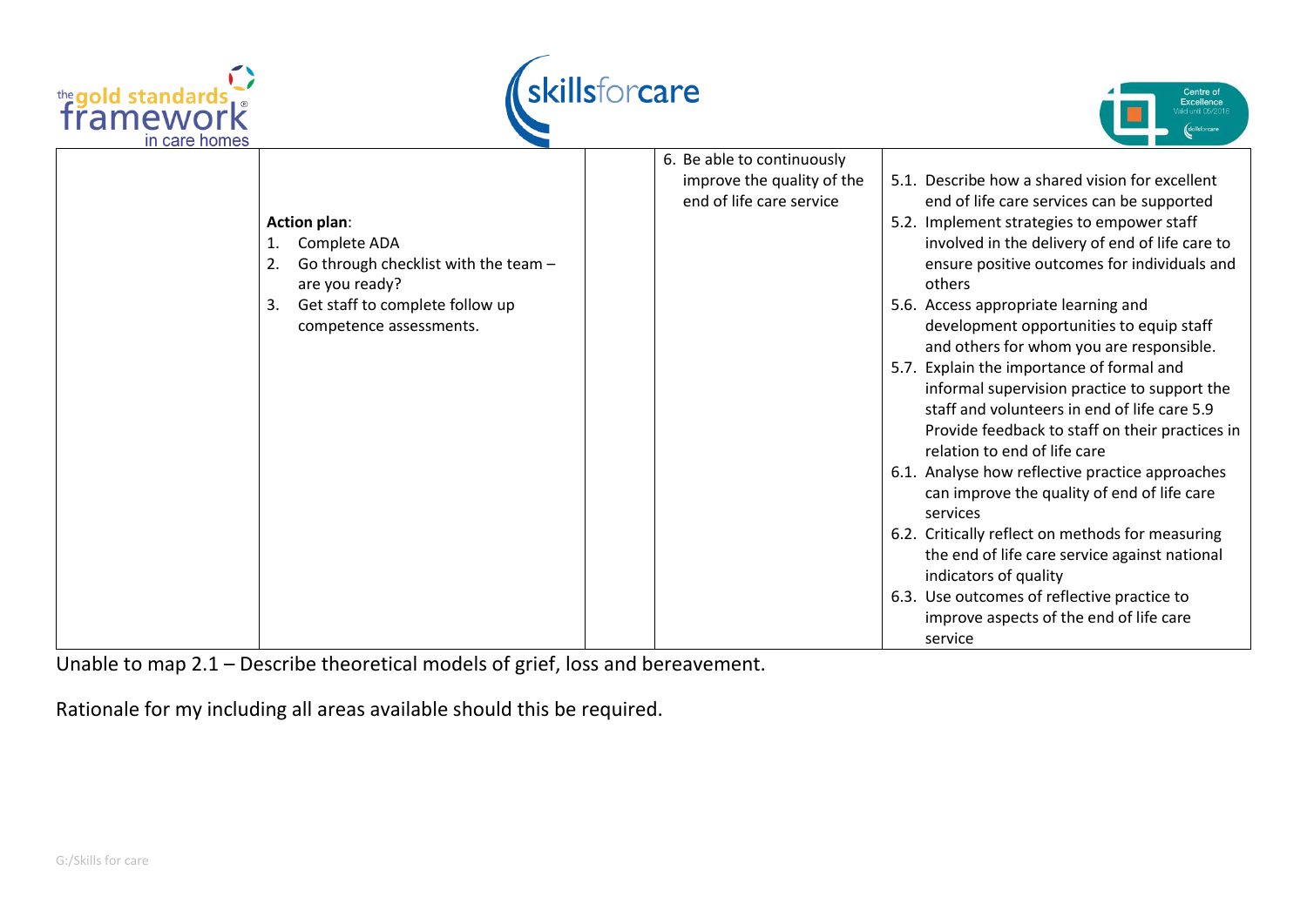| | | | | |
|---|---|---|---|---|
| | **Action plan**:<br>1. Complete ADA<br>2. Go through checklist with the team – are you ready?<br>3. Get staff to complete follow up competence assessments. | | 6. Be able to continuously improve the quality of the end of life care service | 5.1. Describe how a shared vision for excellent end of life care services can be supported<br>5.2. Implement strategies to empower staff involved in the delivery of end of life care to ensure positive outcomes for individuals and others<br>5.6. Access appropriate learning and development opportunities to equip staff and others for whom you are responsible.<br>5.7. Explain the importance of formal and informal supervision practice to support the staff and volunteers in end of life care 5.9 Provide feedback to staff on their practices in relation to end of life care<br>6.1. Analyse how reflective practice approaches can improve the quality of end of life care services<br>6.2. Critically reflect on methods for measuring the end of life care service against national indicators of quality<br>6.3. Use outcomes of reflective practice to improve aspects of the end of life care service |

Unable to map 2.1 – Describe theoretical models of grief, loss and bereavement.

Rationale for my including all areas available should this be required.